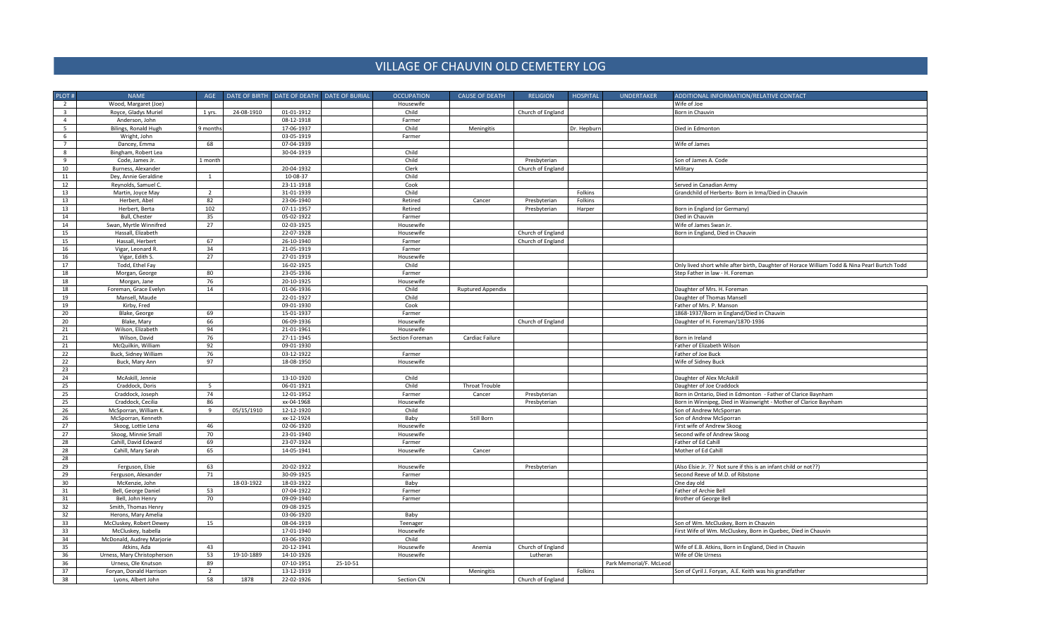# VILLAGE OF CHAUVIN OLD CEMETERY LOG

| PLOT # | NAME | AGE | DATE OF BIRTH | DATE OF DEATH | DATE OF BURIAL | OCCUPATION | CAUSE OF DEATH | RELIGION | HOSPITAL | UNDERTAKER | ADDITIONAL INFORMATION/RELATIVE CONTACT |
|---|---|---|---|---|---|---|---|---|---|---|---|
| 2 | Wood, Margaret (Joe) | | | | | Housewife | | | | | Wife of Joe |
| 3 | Royce, Gladys Muriel | 1 yrs. | 24-08-1910 | 01-01-1912 | | Child | | Church of England | | | Born in Chauvin |
| 4 | Anderson, John | | | 08-12-1918 | | Farmer | | | | | |
| 5 | Bilings, Ronald Hugh | 9 months | | 17-06-1937 | | Child | Meningitis | | Dr. Hepburn | | Died in Edmonton |
| 6 | Wright, John | | | 03-05-1919 | | Farmer | | | | | |
| 7 | Dancey, Emma | 68 | | 07-04-1939 | | | | | | | Wife of James |
| 8 | Bingham, Robert Lea | | | 30-04-1919 | | Child | | | | | |
| 9 | Code, James Jr. | 1 month | | | | Child | | Presbyterian | | | Son of James A. Code |
| 10 | Burness, Alexander | | | 20-04-1932 | | Clerk | | Church of England | | | Military |
| 11 | Dey, Annie Geraldine | 1 | | 10-08-37 | | Child | | | | | |
| 12 | Reynolds, Samuel C. | | | 23-11-1918 | | Cook | | | | | Served in Canadian Army |
| 13 | Martin, Joyce May | 2 | | 31-01-1939 | | Child | | | Folkins | | Grandchild of Herberts- Born in Irma/Died in Chauvin |
| 13 | Herbert, Abel | 82 | | 23-06-1940 | | Retired | Cancer | Presbyterian | Folkins | | |
| 13 | Herbert, Berta | 102 | | 07-11-1957 | | Retired | | Presbyterian | Harper | | Born in England (or Germany) |
| 14 | Bull, Chester | 35 | | 05-02-1922 | | Farmer | | | | | Died in Chauvin |
| 14 | Swan, Myrtle Winnifred | 27 | | 02-03-1925 | | Housewife | | | | | Wife of James Swan Jr. |
| 15 | Hassall, Elizabeth | | | 22-07-1928 | | Housewife | | Church of England | | | Born in England, Died in Chauvin |
| 15 | Hassall, Herbert | 67 | | 26-10-1940 | | Farmer | | Church of England | | | |
| 16 | Vigar, Leonard R. | 34 | | 21-05-1919 | | Farmer | | | | | |
| 16 | Vigar, Edith S. | 27 | | 27-01-1919 | | Housewife | | | | | |
| 17 | Todd, Ethel Fay | | | 16-02-1925 | | Child | | | | | Only lived short while after birth, Daughter of Horace William Todd & Nina Pearl Burtch Todd |
| 18 | Morgan, George | 80 | | 23-05-1936 | | Farmer | | | | | Step Father in law - H. Foreman |
| 18 | Morgan, Jane | 76 | | 20-10-1925 | | Housewife | | | | | |
| 18 | Foreman, Grace Evelyn | 14 | | 01-06-1936 | | Child | Ruptured Appendix | | | | Daughter of Mrs. H. Foreman |
| 19 | Mansell, Maude | | | 22-01-1927 | | Child | | | | | Daughter of Thomas Mansell |
| 19 | Kirby, Fred | | | 09-01-1930 | | Cook | | | | | Father of Mrs. P. Manson |
| 20 | Blake, George | 69 | | 15-01-1937 | | Farmer | | | | | 1868-1937/Born in England/Died in Chauvin |
| 20 | Blake, Mary | 66 | | 06-09-1936 | | Housewife | | Church of England | | | Daughter of H. Foreman/1870-1936 |
| 21 | Wilson, Elizabeth | 94 | | 21-01-1961 | | Housewife | | | | | |
| 21 | Wilson, David | 76 | | 27-11-1945 | | Section Foreman | Cardiac Failure | | | | Born in Ireland |
| 21 | McQuilkin, William | 92 | | 09-01-1930 | | | | | | | Father of Elizabeth Wilson |
| 22 | Buck, Sidney William | 76 | | 03-12-1922 | | Farmer | | | | | Father of Joe Buck |
| 22 | Buck, Mary Ann | 97 | | 18-08-1950 | | Housewife | | | | | Wife of Sidney Buck |
| 23 | | | | | | | | | | | |
| 24 | McAskill, Jennie | | | 13-10-1920 | | Child | | | | | Daughter of Alex McAskill |
| 25 | Craddock, Doris | 5 | | 06-01-1921 | | Child | Throat Trouble | | | | Daughter of Joe Craddock |
| 25 | Craddock, Joseph | 74 | | 12-01-1952 | | Farmer | Cancer | Presbyterian | | | Born in Ontario, Died in Edmonton - Father of Clarice Baynham |
| 25 | Craddock, Cecilia | 86 | | xx-04-1968 | | Housewife | | Presbyterian | | | Born in Winnipeg, Died in Wainwright - Mother of Clarice Baynham |
| 26 | McSporran, William K. | 9 | 05/15/1910 | 12-12-1920 | | Child | | | | | Son of Andrew McSporran |
| 26 | McSporran, Kenneth | | | xx-12-1924 | | Baby | Still Born | | | | Son of Andrew McSporran |
| 27 | Skoog, Lottie Lena | 46 | | 02-06-1920 | | Housewife | | | | | First wife of Andrew Skoog |
| 27 | Skoog, Minnie Small | 70 | | 23-01-1940 | | Housewife | | | | | Second wife of Andrew Skoog |
| 28 | Cahill, David Edward | 69 | | 23-07-1924 | | Farmer | | | | | Father of Ed Cahill |
| 28 | Cahill, Mary Sarah | 65 | | 14-05-1941 | | Housewife | Cancer | | | | Mother of Ed Cahill |
| 28 | | | | | | | | | | | |
| 29 | Ferguson, Elsie | 63 | | 20-02-1922 | | Housewife | | Presbyterian | | | (Also Elsie Jr. ?? Not sure if this is an infant child or not??) |
| 29 | Ferguson, Alexander | 71 | | 30-09-1925 | | Farmer | | | | | Second Reeve of M.D. of Ribstone |
| 30 | McKenzie, John | | 18-03-1922 | 18-03-1922 | | Baby | | | | | One day old |
| 31 | Bell, George Daniel | 53 | | 07-04-1922 | | Farmer | | | | | Father of Archie Bell |
| 31 | Bell, John Henry | 70 | | 09-09-1940 | | Farmer | | | | | Brother of George Bell |
| 32 | Smith, Thomas Henry | | | 09-08-1925 | | | | | | | |
| 32 | Herons, Mary Amelia | | | 03-06-1920 | | Baby | | | | | |
| 33 | McCluskey, Robert Dewey | 15 | | 08-04-1919 | | Teenager | | | | | Son of Wm. McCluskey, Born in Chauvin |
| 33 | McCluskey, Isabella | | | 17-01-1940 | | Housewife | | | | | First Wife of Wm. McCluskey, Born in Quebec, Died in Chauvin |
| 34 | McDonald, Audrey Marjorie | | | 03-06-1920 | | Child | | | | | |
| 35 | Atkins, Ada | 43 | | 20-12-1941 | | Housewife | Anemia | Church of England | | | Wife of E.B. Atkins, Born in England, Died in Chauvin |
| 36 | Urness, Mary Christopherson | 53 | 19-10-1889 | 14-10-1926 | | Housewife | | Lutheran | | | Wife of Ole Urness |
| 36 | Urness, Ole Knutson | 89 | | 07-10-1951 | 25-10-51 | | | | | Park Memorial/F. McLeod | |
| 37 | Foryan, Donald Harrison | 2 | | 13-12-1919 | | | Meningitis | | Folkins | | Son of Cyril J. Foryan, A.E. Keith was his grandfather |
| 38 | Lyons, Albert John | 58 | 1878 | 22-02-1926 | | Section CN | | Church of England | | | |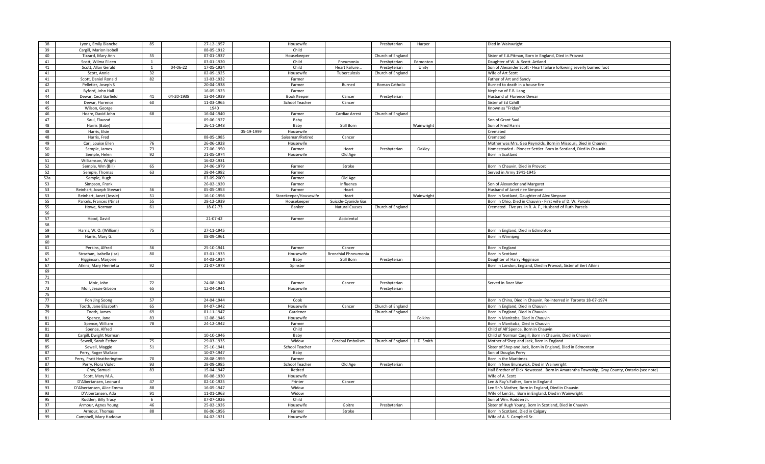| | | | | | | | | | | | | |
|---|---|---|---|---|---|---|---|---|---|---|---|---|
| 38 | Lyons, Emily Blanche | 85 | | 27-12-1957 | | Housewife | | Presbyterian | Harper | | Died in Wainwright |
| 39 | Cargill, Marion Isobell | | | 08-05-1912 | | Child | | | | | |
| 40 | Tizzard, Mary Ann | 55 | | 07-01-1937 | | Housekeeper | | Church of England | | | Sister of E.A.Pitman, Born in England, Died in Provost |
| 41 | Scott, Wilma Eileen | 1 | | 03-01-1920 | | Child | Pneumonia | Presbyterian | Edmonton | | Daughter of W. A. Scott. Artland |
| 41 | Scott, Allan Gerald | 1 | 04-06-22 | 17-05-1924 | | Child | Heart Failure .. | Presbyterian | Unity | | Son of Alexander Scott - Heart failure following severly burned foot |
| 41 | Scott, Annie | 32 | | 02-09-1925 | | Housewife | Tuberculosis | Church of England | | | Wife of Art Scott |
| 41 | Scott, Daniel Ronald | 82 | | 13-03-1932 | | Farmer | | | | | Father of Art and Sandy |
| 42 | Pelletier, Joseph S | | | 20-04-1938 | | Farmer | Burned | Roman Catholic | | | Burned to death in a house fire |
| 43 | Byford, John Hall | | | 16-05-1923 | | Farmer | | | | | Nephew of E.B. Lang |
| 44 | Dewar, Cecil Garfield | 41 | 04-20-1938 | 13-04-1939 | | Book Keeper | Cancer | Presbyterian | | | Husband of Florence Dewar |
| 44 | Dewar, Florence | 60 | | 11-03-1965 | | School Teacher | Cancer | | | | Sister of Ed Cahill |
| 45 | Wilson, George | | | 1940 | | | | | | | Known as "Friday" |
| 46 | Hoare, David John | 68 | | 16-04-1940 | | Farmer | Cardiac Arrest | Church of England | | | |
| 47 | Saul, Elwood | | | 09-06-1927 | | Baby | | | | | Son of Grant Saul |
| 48 | Harris (Baby) | | | 26-11-1948 | | Baby | Still Born | | Wainwright | | Son of Fred Harris |
| 48 | Harris, Elsie | | | | 05-19-1999 | Housewife | | | | | Cremated |
| 48 | Harris, Fred | | | 08-05-1985 | | Salesman/Retired | Cancer | | | | Cremated |
| 49 | Carl, Louise Ellen | 76 | | 26-06-1928 | | Housewife | | | | | Mother was Mrs. Geo Reynolds, Born in Missouri, Died in Chauvin |
| 50 | Semple, James | 73 | | 27-06-1950 | | Farmer | Heart | Presbyterian | Oakley | | Homesteaded - Pioneer Settler Born in Scotland, Died in Chauvin |
| 50 | Semple, Helen | 92 | | 21-05-1974 | | Housewife | Old Age | | | | Born in Scotland |
| 51 | Williamson, Wright | | | 16-02-1931 | | | | | | | |
| 52 | Semple, Wm (Bill) | 65 | | 24-06-1979 | | Farmer | Stroke | | | | Born in Chauvin, Died in Provost |
| 52 | Semple, Thomas | 63 | | 28-04-1982 | | Farmer | | | | | Served in Army 1941-1945 |
| 52a | Semple, Hugh | | | 03-09-2009 | | Farmer | Old Age | | | | |
| 53 | Simpson, Frank | | | 26-02-1920 | | Farmer | Influenza | | | | Son of Alexander and Margaret |
| 53 | Reinhart, Joseph Stewart | 56 | | 05-05-1953 | | Farmer | Heart | | | | Husband of Janet nee Simpson |
| 53 | Reinhart, Janet (Jessie) | 51 | | 16-10-1956 | | Storekeeper/Housewife | Heart | | Wainwright | | Born in Scotland, Daughter of Alex Simpson |
| 55 | Parcels, Frances (Nina) | 55 | | 28-12-1939 | | Housekeeper | Suicide-Cyanide Gas | | | | Born in Ohio, Died in Chauvin - First wife of D. W. Parcels |
| 55 | Howe, Norman | 61 | | 18-02-73 | | Banker | Natural Causes | Church of England | | | Cremated. Five yrs. In R. A. F., Husband of Ruth Parcels |
| 56 | | | | | | | | | | | |
| 57 | Hood, David | | | 21-07-42 | | Farmer | Accidental | | | | |
| 58 | | | | | | | | | | | |
| 59 | Harris, W. O. (William) | 75 | | 27-11-1945 | | | | | | | Born in England, Died in Edmonton |
| 59 | Harris, Mary G. | | | 08-09-1961 | | | | | | | Born in Winnipeg |
| 60 | | | | | | | | | | | |
| 61 | Perkins, Alfred | 56 | | 25-10-1941 | | Farmer | Cancer | | | | Born in England |
| 65 | Strachan, Isabella (Isa) | 80 | | 03-01-1933 | | Housewife | Bronchial Phneumonia | | | | Born in Scotland |
| 67 | Higginson, Marjorie | | | 04-03-1924 | | Baby | Still Born | Presbyterian | | | Daughter of Harry Higginson |
| 67 | Atkins, Mary Henrietta | 92 | | 21-07-1978 | | Spinster | | | | | Born in London, England, Died in Provost, Sister of Bert Atkins |
| 69 | | | | | | | | | | | |
| 71 | | | | | | | | | | | |
| 73 | Moir, John | 72 | | 24-08-1940 | | Farmer | Cancer | Presbyterian | | | Served in Boer War |
| 73 | Moir, Jessie Gibson | 65 | | 12-04-1941 | | Housewife | | Presbyterian | | | |
| 75 | | | | | | | | | | | |
| 77 | Pon Jing Soong | 57 | | 24-04-1944 | | Cook | | | | | Born in China, Died in Chauvin, Re-interred in Toronto 18-07-1974 |
| 79 | Tooth, Jane Elizabeth | 65 | | 04-07-1942 | | Housewife | Cancer | Church of England | | | Born in England, Died in Chauvin |
| 79 | Tooth, James | 69 | | 01-11-1947 | | Gardener | | Church of England | | | Born in England, Died in Chauvin |
| 81 | Spence, Jane | 83 | | 12-08-1946 | | Housewife | | | Folkins | | Born in Manitoba, Died in Chauvin |
| 81 | Spence, William | 78 | | 24-12-1942 | | Farmer | | | | | Born in Manitoba, Died in Chauvin |
| 81 | Spence, Alfred | | | | | Child | | | | | Child of Alf Spence, Born in Chauvin |
| 83 | Cargill, Dwight Norman | | | 10-10-1946 | | Baby | | | | | Child of Norman Cargill, Born in Chauvin, Died in Chauvin |
| 85 | Sewell, Sarah Esther | 75 | | 29-03-1935 | | Widow | Cerebal Embolism | Church of England | J. D. Smith | | Mother of Shep and Jack, Born in England |
| 85 | Sewell, Maggie | 51 | | 25-10-1941 | | School Teacher | | | | | Sister of Shep and Jack, Born in England, Died in Edmonton |
| 87 | Perry, Roger Wallace | | | 10-07-1947 | | Baby | | | | | Son of Douglas Perry |
| 87 | Perry, Pratt Heatherington | 70 | | 28-08-1959 | | Farmer | | | | | Born in the Maritimes |
| 87 | Perry, Flora Violet | 93 | | 28-09-1985 | | School Teacher | Old Age | Presbyterian | | | Born in New Brunswick, Died in Wainwright |
| 89 | Gray, Samuel | 83 | | 15-04-1947 | | Retired | | | | | Half Brother of Dick Newstead. Born in Amarantha Township, Gray County, Ontario (see note) |
| 91 | Scott, Mary M.A. | | | 06-08-1930 | | Housewife | | | | | Wife of A. Scott |
| 93 | D'Albertansen, Leonard | 47 | | 02-10-1925 | | Printer | Cancer | | | | Len & Ray's Father, Born in England |
| 93 | D'Albertansen, Alice Emma | 88 | | 16-05-1947 | | Widow | | | | | Len Sr.'s Mother, Born in England, Died in Chauvin |
| 93 | D'Albertansen, Ada | 91 | | 11-01-1963 | | Widow | | | | | Wife of Len Sr., Born in England, Died in Wainwright |
| 95 | Rodden, Billy Tracy | 6 | | 07-07-1926 | | Child | | | | | Son of Wm. Rodden Jr. |
| 97 | Armour, Agnes Young | 46 | | 25-02-1926 | | Housewife | Goitre | Presbyterian | | | Sister of Hugh Young, Born in Scotland, Died in Chauvin |
| 97 | Armour, Thomas | 88 | | 06-06-1956 | | Farmer | Stroke | | | | Born in Scotland, Died in Calgary |
| 99 | Campbell, Mary Haddow | | | 04-02-1921 | | Housewife | | | | | Wife of A. S. Campbell Sr. |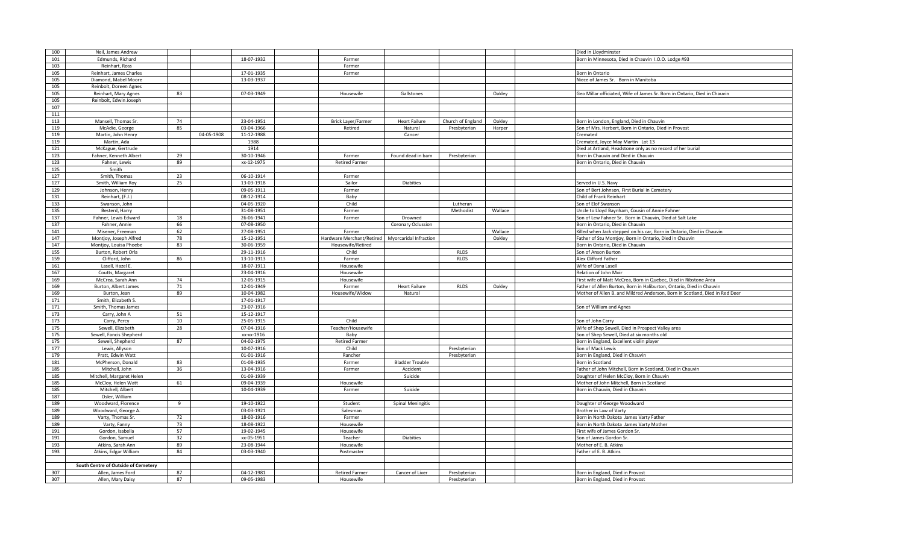| | | | | | | | | | | | |
|---|---|---|---|---|---|---|---|---|---|---|---|
| 100 | Neil, James Andrew | | | | | | | | | | Died in Lloydminster |
| 101 | Edmunds, Richard | | | 18-07-1932 | | Farmer | | | | | Born in Minnesota, Died in Chauvin I.O.O. Lodge #93 |
| 103 | Reinhart, Ross | | | | | Farmer | | | | | |
| 105 | Reinhart, James Charles | | | 17-01-1935 | | Farmer | | | | | Born in Ontario |
| 105 | Diamond, Mabel Moore | | | 13-03-1937 | | | | | | | Niece of James Sr. Born in Manitoba |
| 105 | Reinbolt, Doreen Agnes | | | | | | | | | | |
| 105 | Reinhart, Mary Agnes | 83 | | 07-03-1949 | | Housewife | Gallstones | | Oakley | | Geo Millar officiated, Wife of James Sr. Born in Ontario, Died in Chauvin |
| 105 | Reinbolt, Edwin Joseph | | | | | | | | | | |
| 107 | | | | | | | | | | | |
| 111 | | | | | | | | | | | |
| 113 | Mansell, Thomas Sr. | 74 | | 23-04-1951 | | Brick Layer/Farmer | Heart Failure | Church of England | Oakley | | Born in London, England, Died in Chauvin |
| 119 | McAdie, George | 85 | | 03-04-1966 | | Retired | Natural | Presbyterian | Harper | | Son of Mrs. Herbert, Born in Ontario, Died in Provost |
| 119 | Martin, John Henry | | 04-05-1908 | 11-12-1988 | | | Cancer | | | | Cremated |
| 119 | Martin, Ada | | | 1988 | | | | | | | Cremated, Joyce May Martin Lot 13 |
| 121 | McKague, Gertrude | | | 1914 | | | | | | | Died at Artland, Headstone only as no record of her burial |
| 123 | Fahner, Kenneth Albert | 29 | | 30-10-1946 | | Farmer | Found dead in barn | Presbyterian | | | Born in Chauvin and Died in Chauvin |
| 123 | Fahner, Lewis | 89 | | xx-12-1975 | | Retired Farmer | | | | | Born in Ontario, Died in Chauvin |
| 125 | Smith | | | | | | | | | | |
| 127 | Smith, Thomas | 23 | | 06-10-1914 | | Farmer | | | | | |
| 127 | Smith, William Roy | 25 | | 13-03-1918 | | Sailor | Diabities | | | | Served in U.S. Navy |
| 129 | Johnson, Henry | | | 09-05-1911 | | Farmer | | | | | Son of Bert Johnson, First Burial in Cemetery |
| 131 | Reinhart, (F.J.) | | | 08-12-1914 | | Baby | | | | | Child of Frank Reinhart |
| 133 | Swanson, John | | | 04-05-1920 | | Child | | Lutheran | | | Son of Elof Swanson |
| 135 | Besterd, Harry | | | 31-08-1951 | | Farmer | | Methodist | Wallace | | Uncle to Lloyd Baynham, Cousin of Annie Fahner |
| 137 | Fahner, Lewis Edward | 18 | | 26-06-1941 | | Farmer | Drowned | | | | Son of Lew Fahner Sr. Born in Chauvin, Died at Salt Lake |
| 137 | Fahner, Annie | 66 | | 07-08-1950 | | | Coronary Oclussion | | | | Born in Ontario, Died in Chauvin |
| 141 | Misener, Freeman | 62 | | 27-08-1951 | | Farmer | | | Wallace | | Killed when Jack stepped on his car, Born in Ontario, Died in Chauvin |
| 147 | Montjoy, Joseph Alfred | 78 | | 15-12-1951 | | Hardware Merchant/Retired | Myorcaridal Infraction | | Oakley | | Father of Stu Montjoy, Born in Ontario, Died in Chauvin |
| 147 | Montjoy, Louisa Phoebe | 83 | | 30-06-1959 | | Housewife/Retired | | | | | Born in Ontario, Died in Chauvin |
| 155 | Burton, Robert Orla | | | 29-11-1916 | | Child | | RLDS | | | Son of Anson Burton |
| 159 | Clifford, John | 86 | | 13-10-1913 | | Farmer | | RLDS | | | Alex Clifford Father |
| 161 | Lasell, Hazel E. | | | 18-07-1911 | | Housewife | | | | | Wife of Dana Lasell |
| 167 | Coutts, Margaret | | | 23-04-1916 | | Housewife | | | | | Relation of John Moir |
| 169 | McCrea, Sarah Ann | 74 | | 12-05-1915 | | Housewife | | | | | First wife of Matt McCrea, Born in Quebec, Died in Ribstone Area |
| 169 | Burton, Albert James | 71 | | 12-01-1949 | | Farmer | Heart Failure | RLDS | Oakley | | Father of Allen Burton, Born in Haliburton, Ontario, Died in Chauvin |
| 169 | Burton, Jean | 89 | | 10-04-1982 | | Housewife/Widow | Natural | | | | Mother of Allen B. and Mildred Anderson, Born in Scotland, Died in Red Deer |
| 171 | Smith, Elizabeth S. | | | 17-01-1917 | | | | | | | |
| 171 | Smith, Thomas James | | | 23-07-1916 | | | | | | | Son of William and Agnes |
| 173 | Carry, John A | 51 | | 15-12-1917 | | | | | | | |
| 173 | Carry, Percy | 10 | | 25-05-1915 | | Child | | | | | Son of John Carry |
| 175 | Sewell, Elizabeth | 28 | | 07-04-1916 | | Teacher/Housewife | | | | | Wife of Shep Sewell, Died in Prospect Valley area |
| 175 | Sewell, Fancis Shepherd | | | xx-xx-1916 | | Baby | | | | | Son of Shep Sewell, Died at six months old |
| 175 | Sewell, Shepherd | 87 | | 04-02-1975 | | Retired Farmer | | | | | Born in England, Excellent violin player |
| 177 | Lewis, Allyson | | | 10-07-1916 | | Child | | Presbyterian | | | Son of Mack Lewis |
| 179 | Pratt, Edwin Watt | | | 01-01-1916 | | Rancher | | Presbyterian | | | Born in England, Died in Chauvin |
| 181 | McPherson, Donald | 83 | | 01-08-1935 | | Farmer | Bladder Trouble | | | | Born in Scotland |
| 185 | Mitchell, John | 36 | | 13-04-1916 | | Farmer | Accident | | | | Father of John Mitchell, Born in Scotland, Died in Chauvin |
| 185 | Mitchell, Margaret Helen | | | 01-09-1939 | | | Suicide | | | | Daughter of Helen McCloy, Born in Chauvin |
| 185 | McCloy, Helen Watt | 61 | | 09-04-1939 | | Housewife | | | | | Mother of John Mitchell, Born in Scotland |
| 185 | Mitchell, Albert | | | 10-04-1939 | | Farmer | Suicide | | | | Born in Chauvin, Died in Chauvin |
| 187 | Osler, William | | | | | | | | | | |
| 189 | Woodward, Florence | 9 | | 19-10-1922 | | Student | Spinal Meningitis | | | | Daughter of George Woodward |
| 189 | Woodward, George A. | | | 03-03-1921 | | Salesman | | | | | Brother in Law of Varty |
| 189 | Varty, Thomas Sr. | 72 | | 18-03-1916 | | Farmer | | | | | Born in North Dakota James Varty Father |
| 189 | Varty, Fanny | 73 | | 18-08-1922 | | Housewife | | | | | Born in North Dakota James Varty Mother |
| 191 | Gordon, Isabella | 57 | | 19-02-1945 | | Housewife | | | | | First wife of James Gordon Sr. |
| 191 | Gordon, Samuel | 32 | | xx-05-1951 | | Teacher | Diabities | | | | Son of James Gordon Sr. |
| 193 | Atkins, Sarah Ann | 89 | | 23-08-1944 | | Housewife | | | | | Mother of E. B. Atkins |
| 193 | Atkins, Edgar William | 84 | | 03-03-1940 | | Postmaster | | | | | Father of E. B. Atkins |
| | | | | | | | | | | | |
| | **South Centre of Outside of Cemetery** | | | | | | | | | | |
| 307 | Allen, James Ford | 87 | | 04-12-1981 | | Retired Farmer | Cancer of Liver | Presbyterian | | | Born in England, Died in Provost |
| 307 | Allen, Mary Daisy | 87 | | 09-05-1983 | | Housewife | | Presbyterian | | | Born in England, Died in Provost |